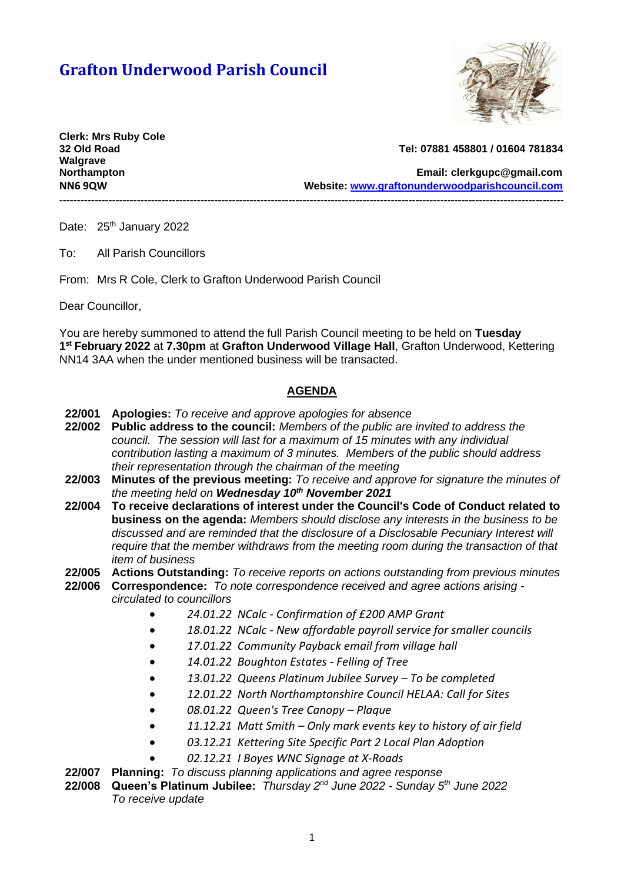# Grafton Underwood Parish Council

**Clerk: Mrs Ruby Cole**
**32 Old Road**
**Walgrave**
**Northampton**
**NN6 9QW**

**Tel: 07881 458801 / 01604 781834**

**Email: clerkgupc@gmail.com**
**Website: [www.graftonunderwoodparishcouncil.com](http://www.graftonunderwoodparishcouncil.com)**

---

Date: 25th January 2022

To: All Parish Councillors

From: Mrs R Cole, Clerk to Grafton Underwood Parish Council

Dear Councillor,

You are hereby summoned to attend the full Parish Council meeting to be held on **Tuesday 1st February 2022** at **7.30pm** at **Grafton Underwood Village Hall**, Grafton Underwood, Kettering NN14 3AA when the under mentioned business will be transacted.

## AGENDA

**22/001** **Apologies:** *To receive and approve apologies for absence*

**22/002** **Public address to the council:** *Members of the public are invited to address the council. The session will last for a maximum of 15 minutes with any individual contribution lasting a maximum of 3 minutes. Members of the public should address their representation through the chairman of the meeting*

**22/003** **Minutes of the previous meeting:** *To receive and approve for signature the minutes of the meeting held on **Wednesday 10th November 2021***

**22/004** **To receive declarations of interest under the Council's Code of Conduct related to business on the agenda:** *Members should disclose any interests in the business to be discussed and are reminded that the disclosure of a Disclosable Pecuniary Interest will require that the member withdraws from the meeting room during the transaction of that item of business*

**22/005** **Actions Outstanding:** *To receive reports on actions outstanding from previous minutes*

**22/006** **Correspondence:** *To note correspondence received and agree actions arising - circulated to councillors*

- *24.01.22 NCalc - Confirmation of £200 AMP Grant*
- *18.01.22 NCalc - New affordable payroll service for smaller councils*
- *17.01.22 Community Payback email from village hall*
- *14.01.22 Boughton Estates - Felling of Tree*
- *13.01.22 Queens Platinum Jubilee Survey – To be completed*
- *12.01.22 North Northamptonshire Council HELAA: Call for Sites*
- *08.01.22 Queen's Tree Canopy – Plaque*
- *11.12.21 Matt Smith – Only mark events key to history of air field*
- *03.12.21 Kettering Site Specific Part 2 Local Plan Adoption*
- *02.12.21 I Boyes WNC Signage at X-Roads*

**22/007** **Planning:** *To discuss planning applications and agree response*

**22/008** **Queen's Platinum Jubilee:** *Thursday 2nd June 2022 - Sunday 5th June 2022 To receive update*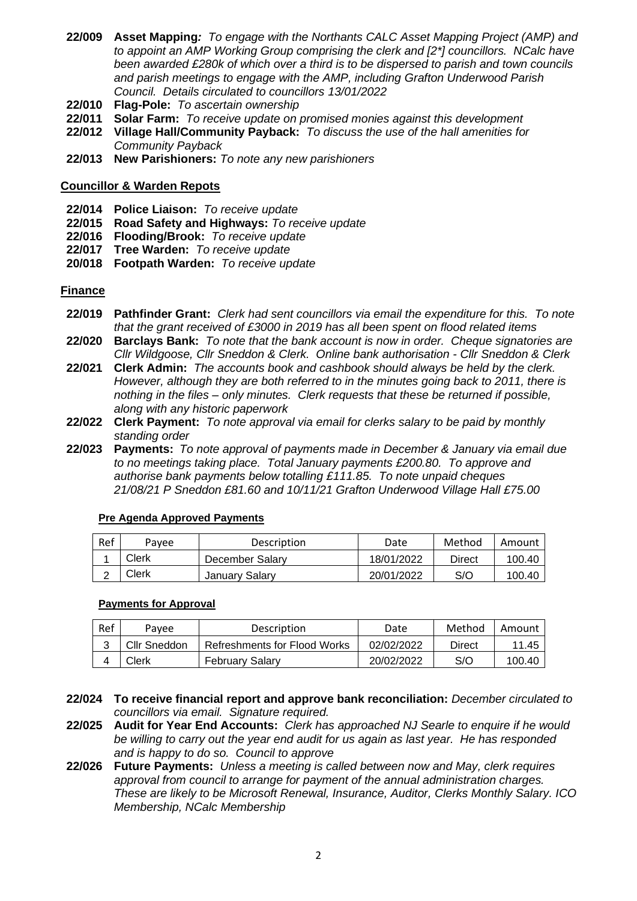**22/009 Asset Mapping:** *To engage with the Northants CALC Asset Mapping Project (AMP) and to appoint an AMP Working Group comprising the clerk and [2*] councillors. NCalc have been awarded £280k of which over a third is to be dispersed to parish and town councils and parish meetings to engage with the AMP, including Grafton Underwood Parish Council. Details circulated to councillors 13/01/2022*

**22/010 Flag-Pole:** *To ascertain ownership*

**22/011 Solar Farm:** *To receive update on promised monies against this development*

**22/012 Village Hall/Community Payback:** *To discuss the use of the hall amenities for Community Payback*

**22/013 New Parishioners:** *To note any new parishioners*

## Councillor & Warden Repots

**22/014 Police Liaison:** *To receive update*

**22/015 Road Safety and Highways:** *To receive update*

**22/016 Flooding/Brook:** *To receive update*

**22/017 Tree Warden:** *To receive update*

**20/018 Footpath Warden:** *To receive update*

## Finance

**22/019 Pathfinder Grant:** *Clerk had sent councillors via email the expenditure for this. To note that the grant received of £3000 in 2019 has all been spent on flood related items*

**22/020 Barclays Bank:** *To note that the bank account is now in order. Cheque signatories are Cllr Wildgoose, Cllr Sneddon & Clerk. Online bank authorisation - Cllr Sneddon & Clerk*

**22/021 Clerk Admin:** *The accounts book and cashbook should always be held by the clerk. However, although they are both referred to in the minutes going back to 2011, there is nothing in the files – only minutes. Clerk requests that these be returned if possible, along with any historic paperwork*

**22/022 Clerk Payment:** *To note approval via email for clerks salary to be paid by monthly standing order*

**22/023 Payments:** *To note approval of payments made in December & January via email due to no meetings taking place. Total January payments £200.80. To approve and authorise bank payments below totalling £111.85. To note unpaid cheques 21/08/21 P Sneddon £81.60 and 10/11/21 Grafton Underwood Village Hall £75.00*

### Pre Agenda Approved Payments

| Ref | Payee | Description | Date | Method | Amount |
|---|---|---|---|---|---|
| 1 | Clerk | December Salary | 18/01/2022 | Direct | 100.40 |
| 2 | Clerk | January Salary | 20/01/2022 | S/O | 100.40 |

### Payments for Approval

| Ref | Payee | Description | Date | Method | Amount |
|---|---|---|---|---|---|
| 3 | Cllr Sneddon | Refreshments for Flood Works | 02/02/2022 | Direct | 11.45 |
| 4 | Clerk | February Salary | 20/02/2022 | S/O | 100.40 |

**22/024 To receive financial report and approve bank reconciliation:** *December circulated to councillors via email. Signature required.*

**22/025 Audit for Year End Accounts:** *Clerk has approached NJ Searle to enquire if he would be willing to carry out the year end audit for us again as last year. He has responded and is happy to do so. Council to approve*

**22/026 Future Payments:** *Unless a meeting is called between now and May, clerk requires approval from council to arrange for payment of the annual administration charges. These are likely to be Microsoft Renewal, Insurance, Auditor, Clerks Monthly Salary. ICO Membership, NCalc Membership*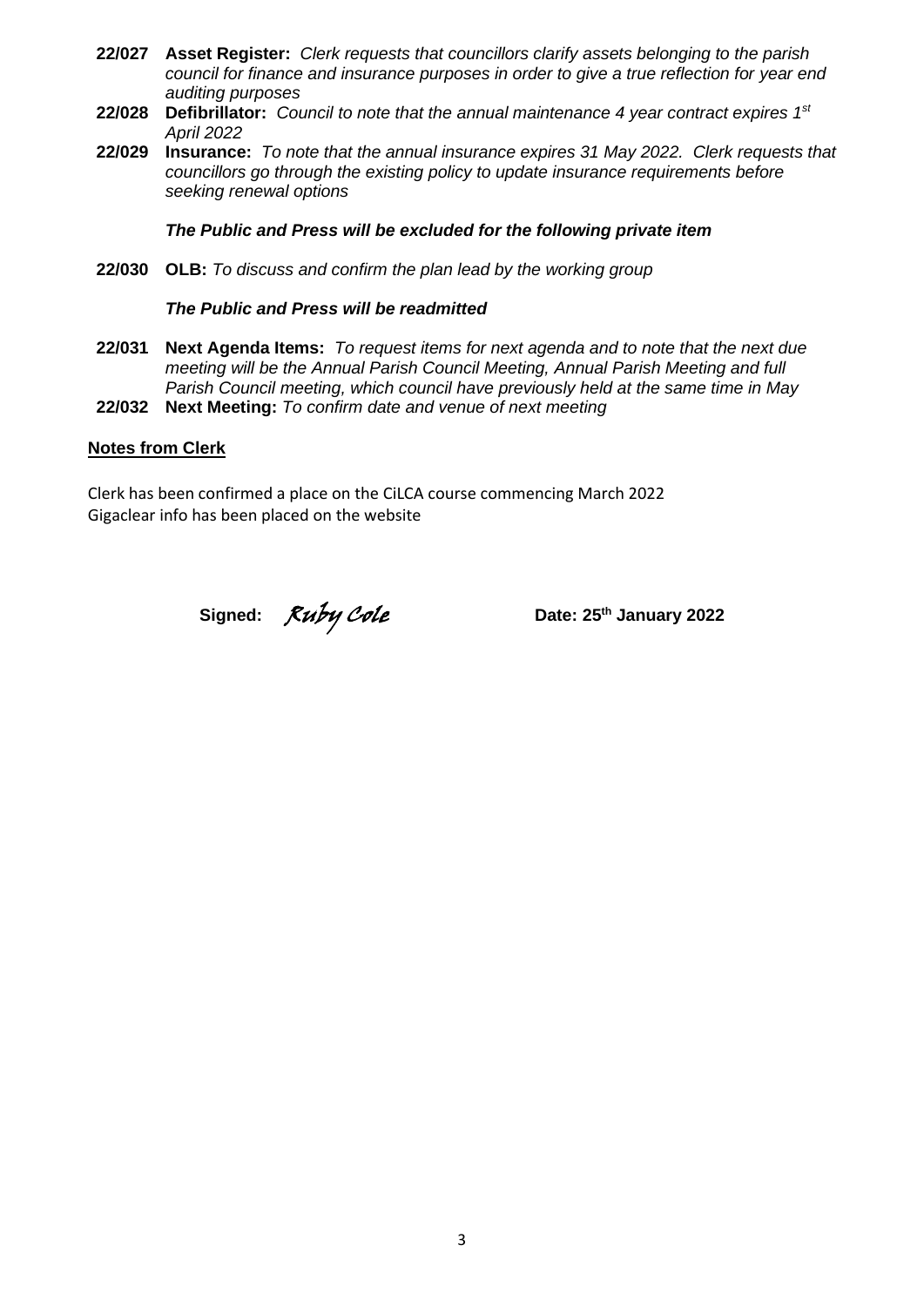**22/027** **Asset Register:** *Clerk requests that councillors clarify assets belonging to the parish council for finance and insurance purposes in order to give a true reflection for year end auditing purposes*

**22/028** **Defibrillator:** *Council to note that the annual maintenance 4 year contract expires 1st April 2022*

**22/029** **Insurance:** *To note that the annual insurance expires 31 May 2022. Clerk requests that councillors go through the existing policy to update insurance requirements before seeking renewal options*

***The Public and Press will be excluded for the following private item***

**22/030** **OLB:** *To discuss and confirm the plan lead by the working group*

***The Public and Press will be readmitted***

**22/031** **Next Agenda Items:** *To request items for next agenda and to note that the next due meeting will be the Annual Parish Council Meeting, Annual Parish Meeting and full Parish Council meeting, which council have previously held at the same time in May*

**22/032** **Next Meeting:** *To confirm date and venue of next meeting*

**Notes from Clerk**

Clerk has been confirmed a place on the CiLCA course commencing March 2022
Gigaclear info has been placed on the website

**Signed:** *Ruby Cole* **Date: 25th January 2022**